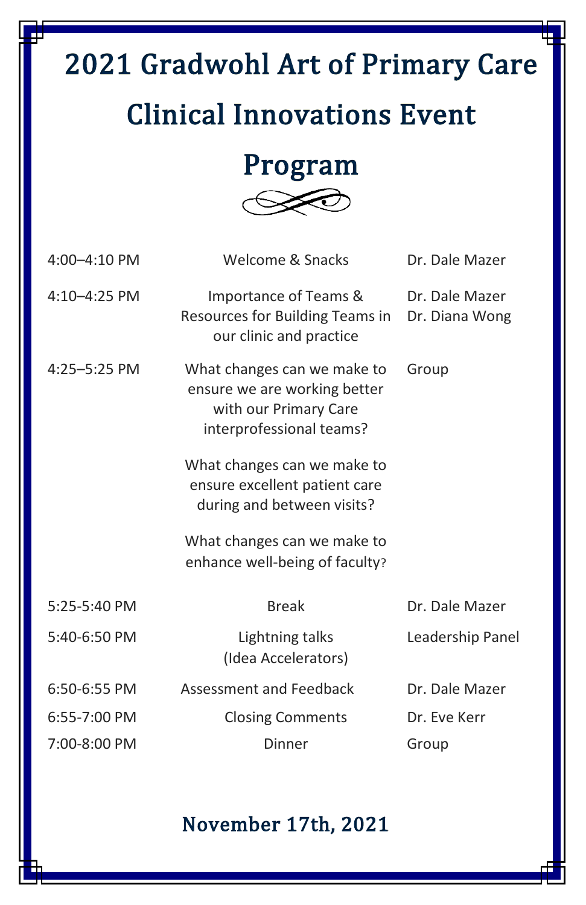# 2021 Gradwohl Art of Primary Care Clinical Innovations Event Program

| | | |
|---|---|---|
| 4:00–4:10 PM | Welcome & Snacks | Dr. Dale Mazer |
| 4:10–4:25 PM | Importance of Teams & Resources for Building Teams in our clinic and practice | Dr. Dale Mazer<br>Dr. Diana Wong |
| 4:25–5:25 PM | What changes can we make to ensure we are working better with our Primary Care interprofessional teams?<br><br>What changes can we make to ensure excellent patient care during and between visits?<br><br>What changes can we make to enhance well-being of faculty? | Group |
| 5:25-5:40 PM | Break | Dr. Dale Mazer |
| 5:40-6:50 PM | Lightning talks (Idea Accelerators) | Leadership Panel |
| 6:50-6:55 PM | Assessment and Feedback | Dr. Dale Mazer |
| 6:55-7:00 PM | Closing Comments | Dr. Eve Kerr |
| 7:00-8:00 PM | Dinner | Group |

November 17th, 2021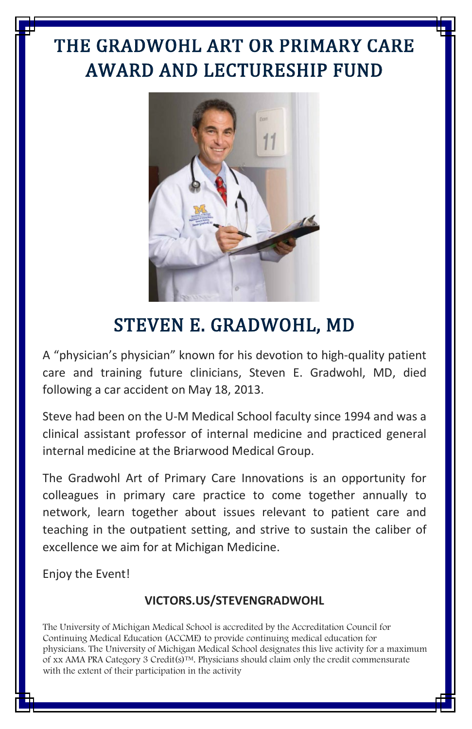# THE GRADWOHL ART OR PRIMARY CARE AWARD AND LECTURESHIP FUND

## STEVEN E. GRADWOHL, MD

A “physician’s physician” known for his devotion to high-quality patient care and training future clinicians, Steven E. Gradwohl, MD, died following a car accident on May 18, 2013.

Steve had been on the U-M Medical School faculty since 1994 and was a clinical assistant professor of internal medicine and practiced general internal medicine at the Briarwood Medical Group.

The Gradwohl Art of Primary Care Innovations is an opportunity for colleagues in primary care practice to come together annually to network, learn together about issues relevant to patient care and teaching in the outpatient setting, and strive to sustain the caliber of excellence we aim for at Michigan Medicine.

Enjoy the Event!

**VICTORS.US/STEVENGRADWOHL**

The University of Michigan Medical School is accredited by the Accreditation Council for Continuing Medical Education (ACCME) to provide continuing medical education for physicians. The University of Michigan Medical School designates this live activity for a maximum of xx AMA PRA Category 3 Credit(s)™. Physicians should claim only the credit commensurate with the extent of their participation in the activity